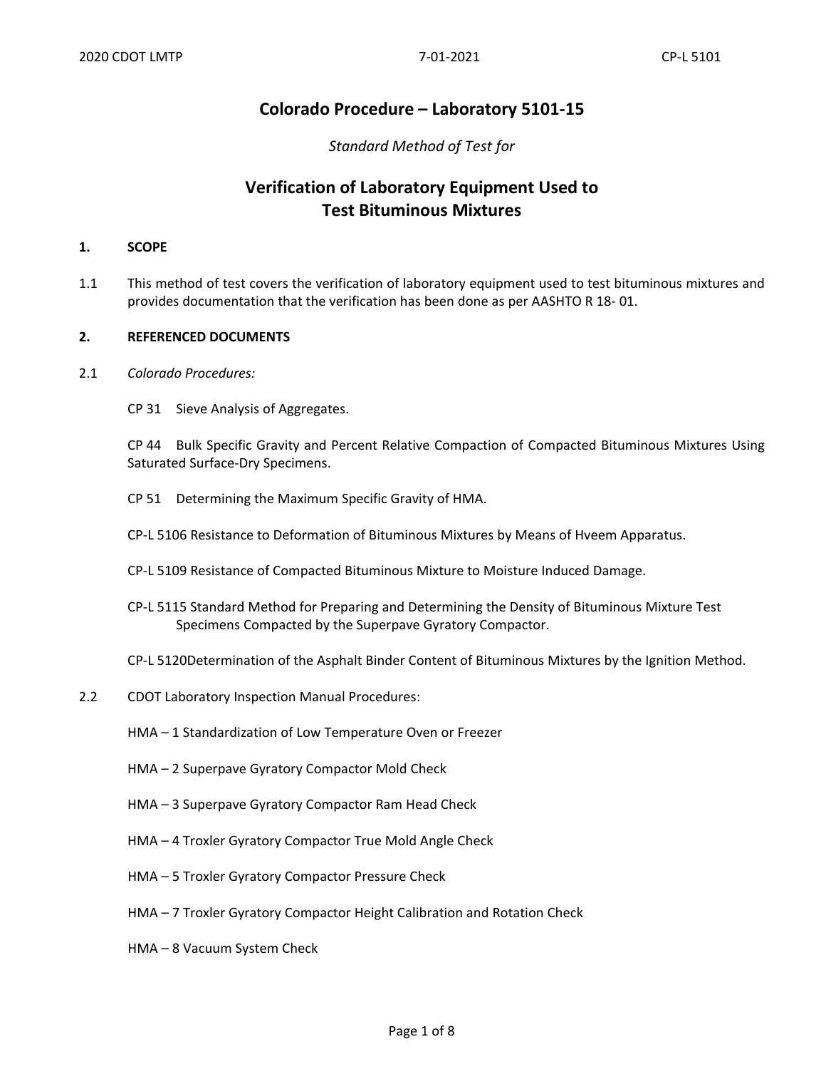# Colorado Procedure – Laboratory 5101-15

*Standard Method of Test for*

# Verification of Laboratory Equipment Used to Test Bituminous Mixtures

## 1. SCOPE

1.1 This method of test covers the verification of laboratory equipment used to test bituminous mixtures and provides documentation that the verification has been done as per AASHTO R 18- 01.

## 2. REFERENCED DOCUMENTS

2.1 *Colorado Procedures:*

CP 31 Sieve Analysis of Aggregates.

CP 44 Bulk Specific Gravity and Percent Relative Compaction of Compacted Bituminous Mixtures Using Saturated Surface-Dry Specimens.

CP 51 Determining the Maximum Specific Gravity of HMA.

CP-L 5106 Resistance to Deformation of Bituminous Mixtures by Means of Hveem Apparatus.

CP-L 5109 Resistance of Compacted Bituminous Mixture to Moisture Induced Damage.

CP-L 5115 Standard Method for Preparing and Determining the Density of Bituminous Mixture Test Specimens Compacted by the Superpave Gyratory Compactor.

CP-L 5120Determination of the Asphalt Binder Content of Bituminous Mixtures by the Ignition Method.

2.2 CDOT Laboratory Inspection Manual Procedures:

HMA – 1 Standardization of Low Temperature Oven or Freezer

HMA – 2 Superpave Gyratory Compactor Mold Check

HMA – 3 Superpave Gyratory Compactor Ram Head Check

HMA – 4 Troxler Gyratory Compactor True Mold Angle Check

HMA – 5 Troxler Gyratory Compactor Pressure Check

HMA – 7 Troxler Gyratory Compactor Height Calibration and Rotation Check

HMA – 8 Vacuum System Check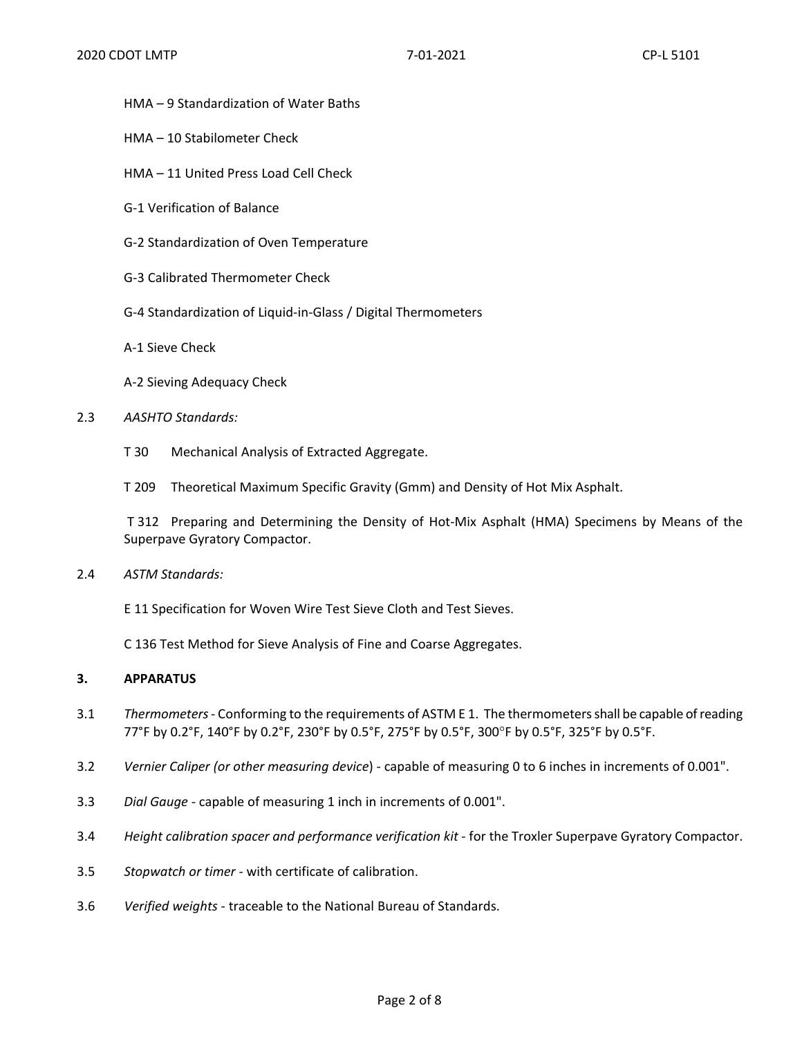HMA – 9 Standardization of Water Baths

HMA – 10 Stabilometer Check

HMA – 11 United Press Load Cell Check

G-1 Verification of Balance

G-2 Standardization of Oven Temperature

G-3 Calibrated Thermometer Check

G-4 Standardization of Liquid-in-Glass / Digital Thermometers

A-1 Sieve Check

A-2 Sieving Adequacy Check

2.3 *AASHTO Standards:*

T 30 Mechanical Analysis of Extracted Aggregate.

T 209 Theoretical Maximum Specific Gravity (Gmm) and Density of Hot Mix Asphalt.

T 312 Preparing and Determining the Density of Hot-Mix Asphalt (HMA) Specimens by Means of the Superpave Gyratory Compactor.

2.4 *ASTM Standards:*

E 11 Specification for Woven Wire Test Sieve Cloth and Test Sieves.

C 136 Test Method for Sieve Analysis of Fine and Coarse Aggregates.

## 3. APPARATUS

3.1 *Thermometers* - Conforming to the requirements of ASTM E 1. The thermometers shall be capable of reading 77°F by 0.2°F, 140°F by 0.2°F, 230°F by 0.5°F, 275°F by 0.5°F, 300°F by 0.5°F, 325°F by 0.5°F.

3.2 *Vernier Caliper (or other measuring device*) - capable of measuring 0 to 6 inches in increments of 0.001".

3.3 *Dial Gauge* - capable of measuring 1 inch in increments of 0.001".

3.4 *Height calibration spacer and performance verification kit* - for the Troxler Superpave Gyratory Compactor.

3.5 *Stopwatch or timer* - with certificate of calibration.

3.6 *Verified weights* - traceable to the National Bureau of Standards.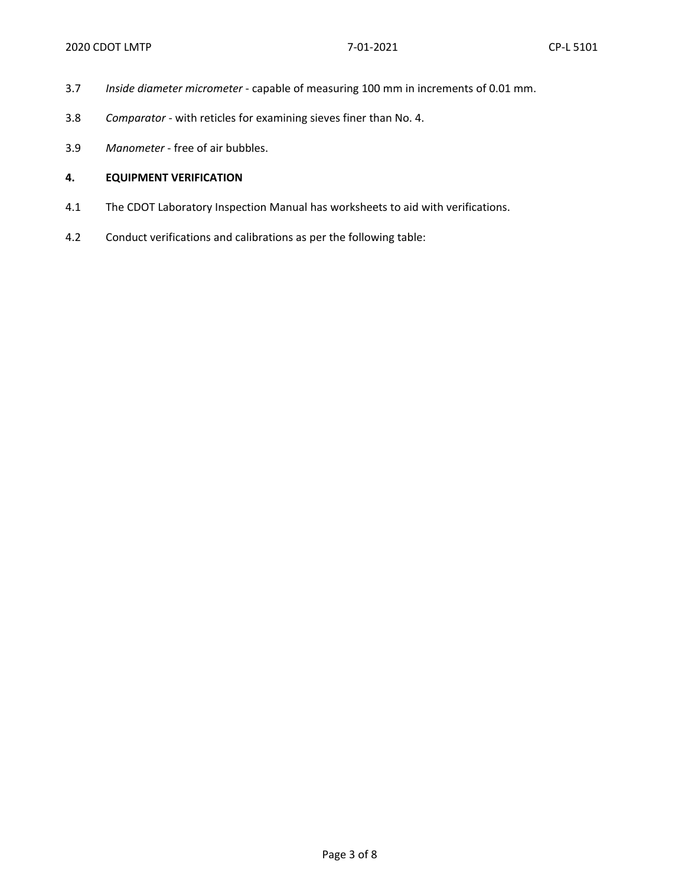3.7 *Inside diameter micrometer* - capable of measuring 100 mm in increments of 0.01 mm.

3.8 *Comparator* - with reticles for examining sieves finer than No. 4.

3.9 *Manometer* - free of air bubbles.

## 4. EQUIPMENT VERIFICATION

4.1 The CDOT Laboratory Inspection Manual has worksheets to aid with verifications.

4.2 Conduct verifications and calibrations as per the following table: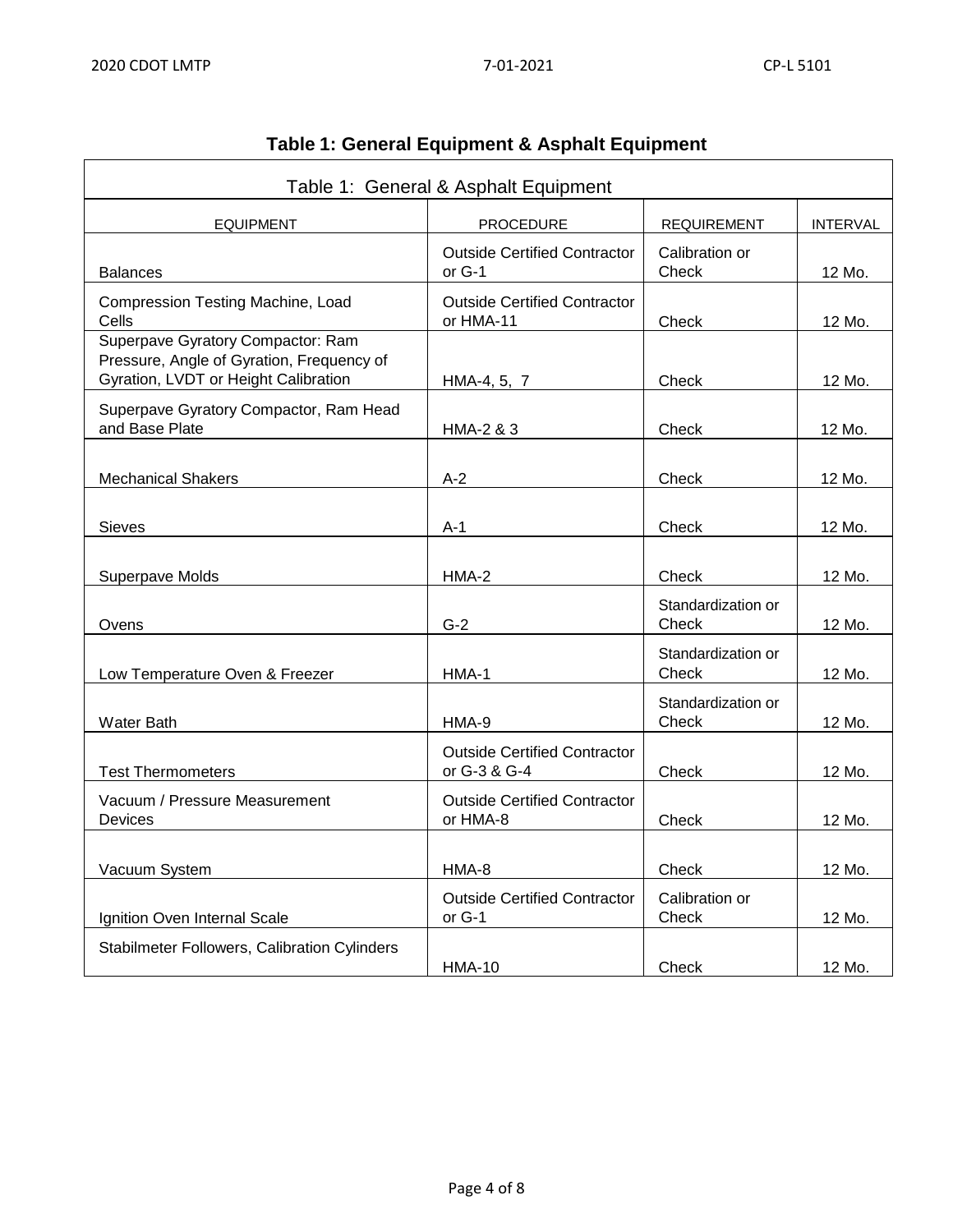## Table 1: General Equipment & Asphalt Equipment

| Table 1: General & Asphalt Equipment | | | |
|---|---|---|---|
| EQUIPMENT | PROCEDURE | REQUIREMENT | INTERVAL |
| Balances | Outside Certified Contractor or G-1 | Calibration or Check | 12 Mo. |
| Compression Testing Machine, Load Cells | Outside Certified Contractor or HMA-11 | Check | 12 Mo. |
| Superpave Gyratory Compactor: Ram Pressure, Angle of Gyration, Frequency of Gyration, LVDT or Height Calibration | HMA-4, 5, 7 | Check | 12 Mo. |
| Superpave Gyratory Compactor, Ram Head and Base Plate | HMA-2 & 3 | Check | 12 Mo. |
| Mechanical Shakers | A-2 | Check | 12 Mo. |
| Sieves | A-1 | Check | 12 Mo. |
| Superpave Molds | HMA-2 | Check | 12 Mo. |
| Ovens | G-2 | Standardization or Check | 12 Mo. |
| Low Temperature Oven & Freezer | HMA-1 | Standardization or Check | 12 Mo. |
| Water Bath | HMA-9 | Standardization or Check | 12 Mo. |
| Test Thermometers | Outside Certified Contractor or G-3 & G-4 | Check | 12 Mo. |
| Vacuum / Pressure Measurement Devices | Outside Certified Contractor or HMA-8 | Check | 12 Mo. |
| Vacuum System | HMA-8 | Check | 12 Mo. |
| Ignition Oven Internal Scale | Outside Certified Contractor or G-1 | Calibration or Check | 12 Mo. |
| Stabilmeter Followers, Calibration Cylinders | HMA-10 | Check | 12 Mo. |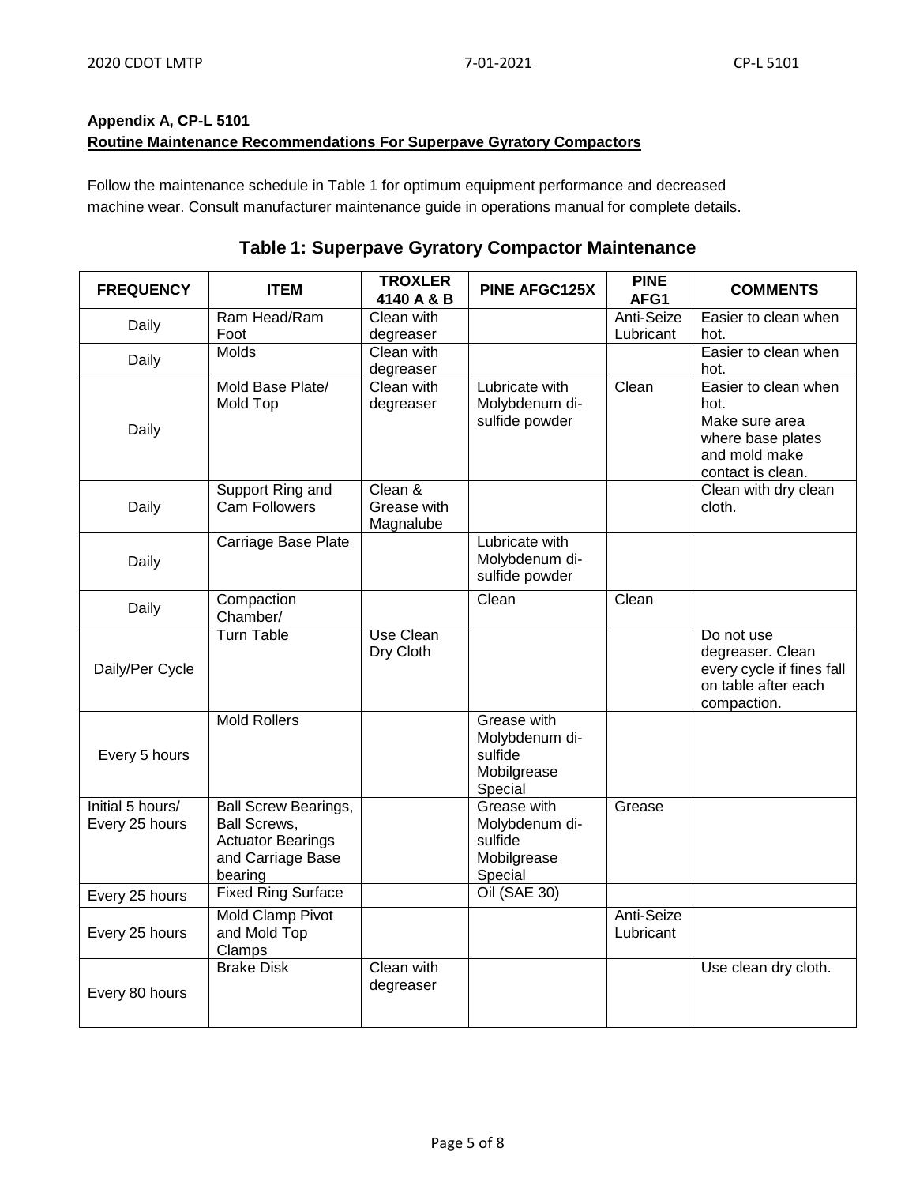**Appendix A, CP-L 5101**

**Routine Maintenance Recommendations For Superpave Gyratory Compactors**

Follow the maintenance schedule in Table 1 for optimum equipment performance and decreased machine wear. Consult manufacturer maintenance guide in operations manual for complete details.

## Table 1: Superpave Gyratory Compactor Maintenance

| FREQUENCY | ITEM | TROXLER 4140 A & B | PINE AFGC125X | PINE AFG1 | COMMENTS |
|---|---|---|---|---|---|
| Daily | Ram Head/Ram Foot | Clean with degreaser | | Anti-Seize Lubricant | Easier to clean when hot. |
| Daily | Molds | Clean with degreaser | | | Easier to clean when hot. |
| Daily | Mold Base Plate/ Mold Top | Clean with degreaser | Lubricate with Molybdenum di-sulfide powder | Clean | Easier to clean when hot. Make sure area where base plates and mold make contact is clean. |
| Daily | Support Ring and Cam Followers | Clean & Grease with Magnalube | | | Clean with dry clean cloth. |
| Daily | Carriage Base Plate | | Lubricate with Molybdenum di-sulfide powder | | |
| Daily | Compaction Chamber/ | | Clean | Clean | |
| Daily/Per Cycle | Turn Table | Use Clean Dry Cloth | | | Do not use degreaser. Clean every cycle if fines fall on table after each compaction. |
| Every 5 hours | Mold Rollers | | Grease with Molybdenum di-sulfide Mobilgrease Special | | |
| Initial 5 hours/ Every 25 hours | Ball Screw Bearings, Ball Screws, Actuator Bearings and Carriage Base bearing | | Grease with Molybdenum di-sulfide Mobilgrease Special | Grease | |
| Every 25 hours | Fixed Ring Surface | | Oil (SAE 30) | | |
| Every 25 hours | Mold Clamp Pivot and Mold Top Clamps | | | Anti-Seize Lubricant | |
| Every 80 hours | Brake Disk | Clean with degreaser | | | Use clean dry cloth. |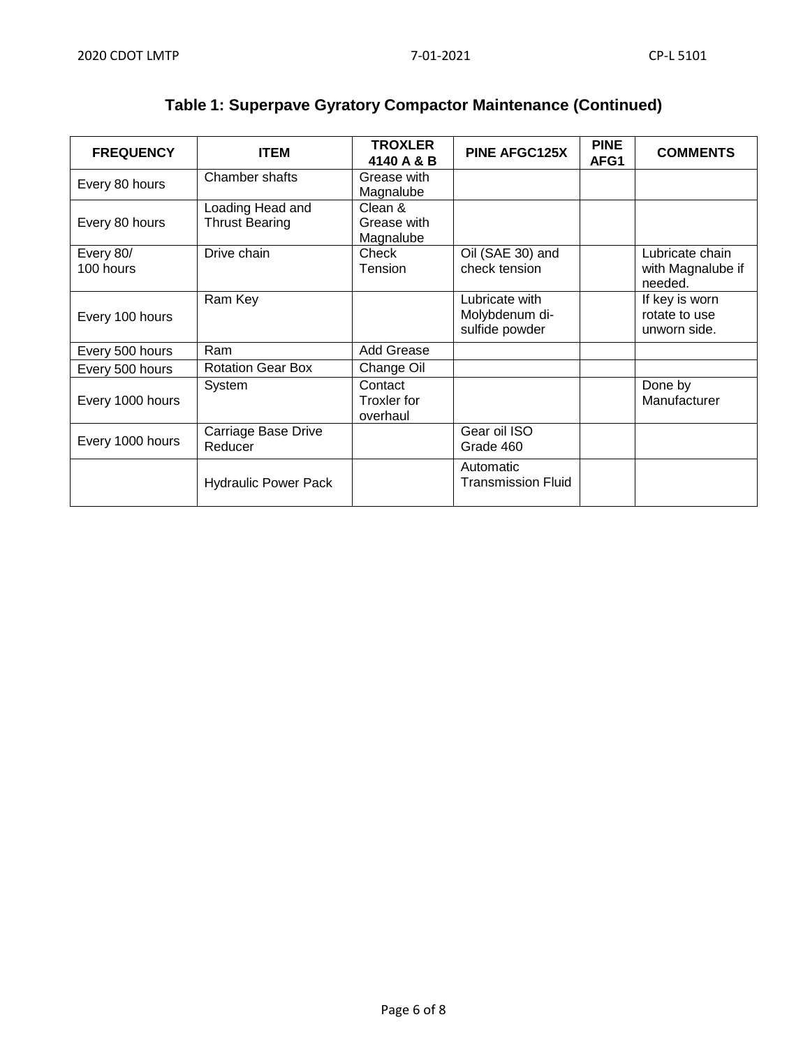## Table 1: Superpave Gyratory Compactor Maintenance (Continued)

| FREQUENCY | ITEM | TROXLER 4140 A & B | PINE AFGC125X | PINE AFG1 | COMMENTS |
|---|---|---|---|---|---|
| Every 80 hours | Chamber shafts | Grease with Magnalube | | | |
| Every 80 hours | Loading Head and Thrust Bearing | Clean & Grease with Magnalube | | | |
| Every 80/ 100 hours | Drive chain | Check Tension | Oil (SAE 30) and check tension | | Lubricate chain with Magnalube if needed. |
| Every 100 hours | Ram Key | | Lubricate with Molybdenum di-sulfide powder | | If key is worn rotate to use unworn side. |
| Every 500 hours | Ram | Add Grease | | | |
| Every 500 hours | Rotation Gear Box | Change Oil | | | |
| Every 1000 hours | System | Contact Troxler for overhaul | | | Done by Manufacturer |
| Every 1000 hours | Carriage Base Drive Reducer | | Gear oil ISO Grade 460 | | |
| | Hydraulic Power Pack | | Automatic Transmission Fluid | | |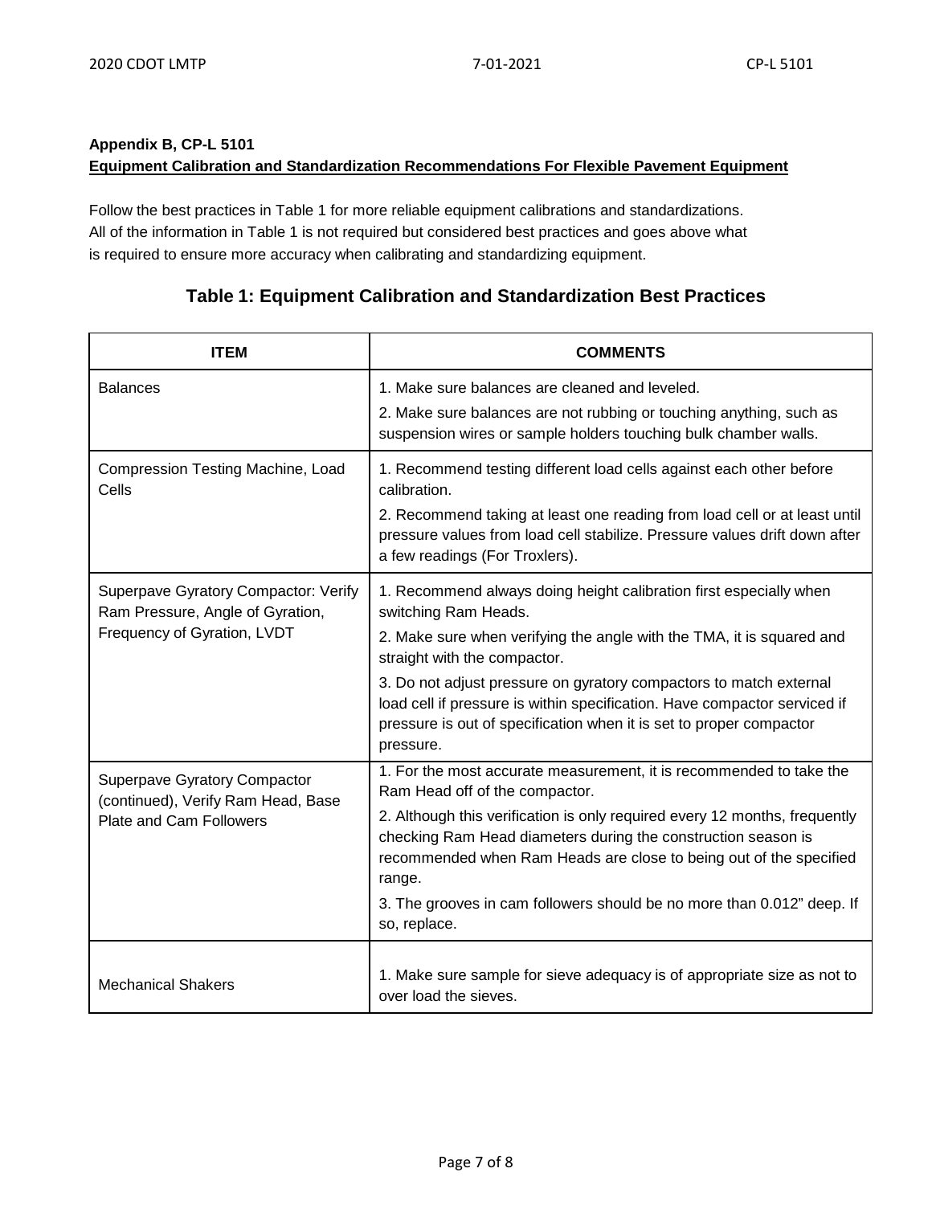**Appendix B, CP-L 5101**

**Equipment Calibration and Standardization Recommendations For Flexible Pavement Equipment**

Follow the best practices in Table 1 for more reliable equipment calibrations and standardizations. All of the information in Table 1 is not required but considered best practices and goes above what is required to ensure more accuracy when calibrating and standardizing equipment.

## Table 1: Equipment Calibration and Standardization Best Practices

| ITEM | COMMENTS |
|---|---|
| Balances | 1. Make sure balances are cleaned and leveled.<br>2. Make sure balances are not rubbing or touching anything, such as suspension wires or sample holders touching bulk chamber walls. |
| Compression Testing Machine, Load Cells | 1. Recommend testing different load cells against each other before calibration.<br>2. Recommend taking at least one reading from load cell or at least until pressure values from load cell stabilize. Pressure values drift down after a few readings (For Troxlers). |
| Superpave Gyratory Compactor: Verify Ram Pressure, Angle of Gyration, Frequency of Gyration, LVDT | 1. Recommend always doing height calibration first especially when switching Ram Heads.<br>2. Make sure when verifying the angle with the TMA, it is squared and straight with the compactor.<br>3. Do not adjust pressure on gyratory compactors to match external load cell if pressure is within specification. Have compactor serviced if pressure is out of specification when it is set to proper compactor pressure. |
| Superpave Gyratory Compactor (continued), Verify Ram Head, Base Plate and Cam Followers | 1. For the most accurate measurement, it is recommended to take the Ram Head off of the compactor.<br>2. Although this verification is only required every 12 months, frequently checking Ram Head diameters during the construction season is recommended when Ram Heads are close to being out of the specified range.<br>3. The grooves in cam followers should be no more than 0.012" deep. If so, replace. |
| Mechanical Shakers | 1. Make sure sample for sieve adequacy is of appropriate size as not to over load the sieves. |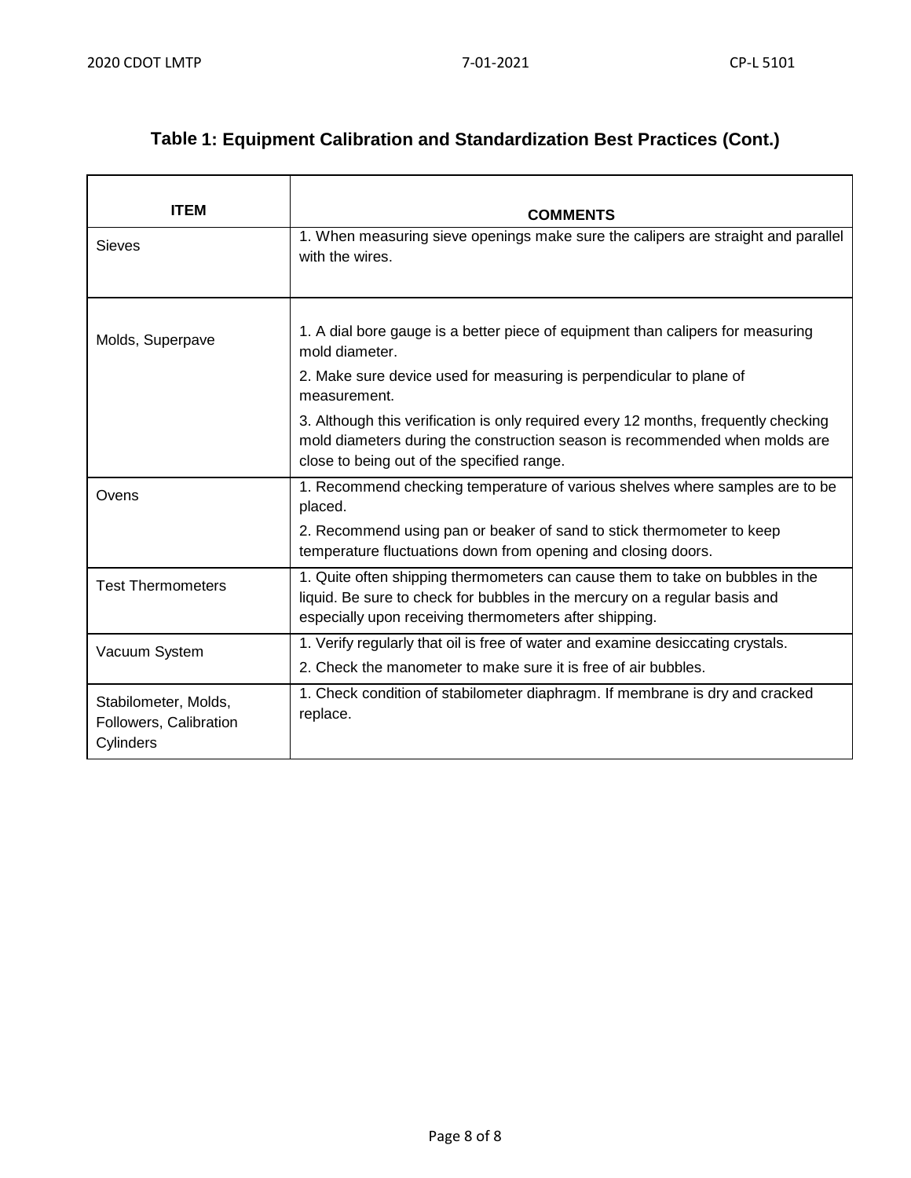## Table 1: Equipment Calibration and Standardization Best Practices (Cont.)

| ITEM | COMMENTS |
| --- | --- |
| Sieves | 1. When measuring sieve openings make sure the calipers are straight and parallel with the wires. |
| Molds, Superpave | 1. A dial bore gauge is a better piece of equipment than calipers for measuring mold diameter.<br>2. Make sure device used for measuring is perpendicular to plane of measurement.<br>3. Although this verification is only required every 12 months, frequently checking mold diameters during the construction season is recommended when molds are close to being out of the specified range. |
| Ovens | 1. Recommend checking temperature of various shelves where samples are to be placed.<br>2. Recommend using pan or beaker of sand to stick thermometer to keep temperature fluctuations down from opening and closing doors. |
| Test Thermometers | 1. Quite often shipping thermometers can cause them to take on bubbles in the liquid. Be sure to check for bubbles in the mercury on a regular basis and especially upon receiving thermometers after shipping. |
| Vacuum System | 1. Verify regularly that oil is free of water and examine desiccating crystals.<br>2. Check the manometer to make sure it is free of air bubbles. |
| Stabilometer, Molds, Followers, Calibration Cylinders | 1. Check condition of stabilometer diaphragm. If membrane is dry and cracked replace. |